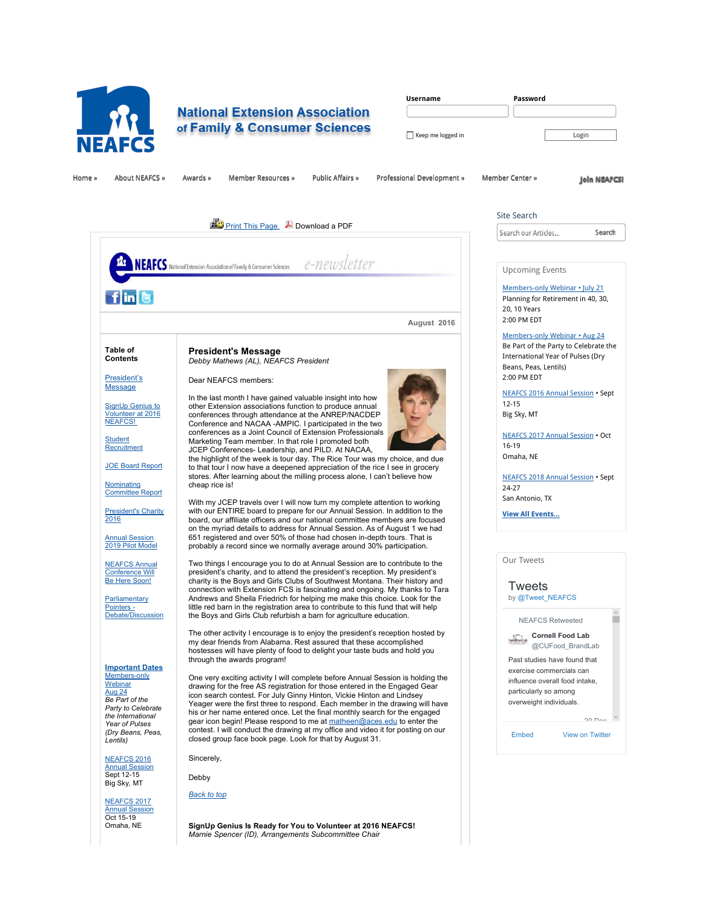# National Extension Association of Family & Consumer Sciences

Username | Password

Keep me logged in | Login

Home » | About NEAFCS » | Awards » | Member Resources » | Public Affairs » | Professional Development » | Member Center » | Join NEAFCS!

Print This Page. Download a PDF

NEAFCS National Extension Association of Family & Consumer Sciences e-newsletter

August 2016

**Table of Contents**

- President's Message
- SignUp Genius to Volunteer at 2016 NEAFCS!
- Student Recruitment
- JOE Board Report
- Nominating Committee Report
- President's Charity 2016
- Annual Session 2019 Pilot Model
- NEAFCS Annual Conference Will Be Here Soon!
- Parliamentary Pointers - Debate/Discussion

**Important Dates**

Members-only Webinar Aug 24
*Be Part of the Party to Celebrate the International Year of Pulses (Dry Beans, Peas, Lentils)*

NEAFCS 2016 Annual Session
Sept 12-15
Big Sky, MT

NEAFCS 2017 Annual Session
Oct 15-19
Omaha, NE

## President's Message

*Debby Mathews (AL), NEAFCS President*

Dear NEAFCS members:

In the last month I have gained valuable insight into how other Extension associations function to produce annual conferences through attendance at the ANREP/NACDEP Conference and NACAA -AMPIC. I participated in the two conferences as a Joint Council of Extension Professionals Marketing Team member. In that role I promoted both JCEP Conferences- Leadership, and PILD. At NACAA, the highlight of the week is tour day. The Rice Tour was my choice, and due to that tour I now have a deepened appreciation of the rice I see in grocery stores. After learning about the milling process alone, I can't believe how cheap rice is!

With my JCEP travels over I will now turn my complete attention to working with our ENTIRE board to prepare for our Annual Session. In addition to the board, our affiliate officers and our national committee members are focused on the myriad details to address for Annual Session. As of August 1 we had 651 registered and over 50% of those had chosen in-depth tours. That is probably a record since we normally average around 30% participation.

Two things I encourage you to do at Annual Session are to contribute to the president's charity, and to attend the president's reception. My president's charity is the Boys and Girls Clubs of Southwest Montana. Their history and connection with Extension FCS is fascinating and ongoing. My thanks to Tara Andrews and Sheila Friedrich for helping me make this choice. Look for the little red barn in the registration area to contribute to this fund that will help the Boys and Girls Club refurbish a barn for agriculture education.

The other activity I encourage is to enjoy the president's reception hosted by my dear friends from Alabama. Rest assured that these accomplished hostesses will have plenty of food to delight your taste buds and hold you through the awards program!

One very exciting activity I will complete before Annual Session is holding the drawing for the free AS registration for those entered in the Engaged Gear icon search contest. For July Ginny Hinton, Vickie Hinton and Lindsey Yeager were the first three to respond. Each member in the drawing will have his or her name entered once. Let the final monthly search for the engaged gear icon begin! Please respond to me at matheen@aces.edu to enter the contest. I will conduct the drawing at my office and video it for posting on our closed group face book page. Look for that by August 31.

Sincerely,

Debby

*Back to top*

**SignUp Genius Is Ready for You to Volunteer at 2016 NEAFCS!**
*Marnie Spencer (ID), Arrangements Subcommittee Chair*

---

Site Search

Search our Articles... Search

**Upcoming Events**

Members-only Webinar • July 21
Planning for Retirement in 40, 30, 20, 10 Years
2:00 PM EDT

Members-only Webinar • Aug 24
Be Part of the Party to Celebrate the International Year of Pulses (Dry Beans, Peas, Lentils)
2:00 PM EDT

NEAFCS 2016 Annual Session • Sept 12-15
Big Sky, MT

NEAFCS 2017 Annual Session • Oct 16-19
Omaha, NE

NEAFCS 2018 Annual Session • Sept 24-27
San Antonio, TX

**View All Events...**

**Our Tweets**

Tweets by @Tweet_NEAFCS

NEAFCS Retweeted

Cornell Food Lab @CUFood_BrandLab

Past studies have found that exercise commercials can influence overall food intake, particularly so among overweight individuals.

Embed | View on Twitter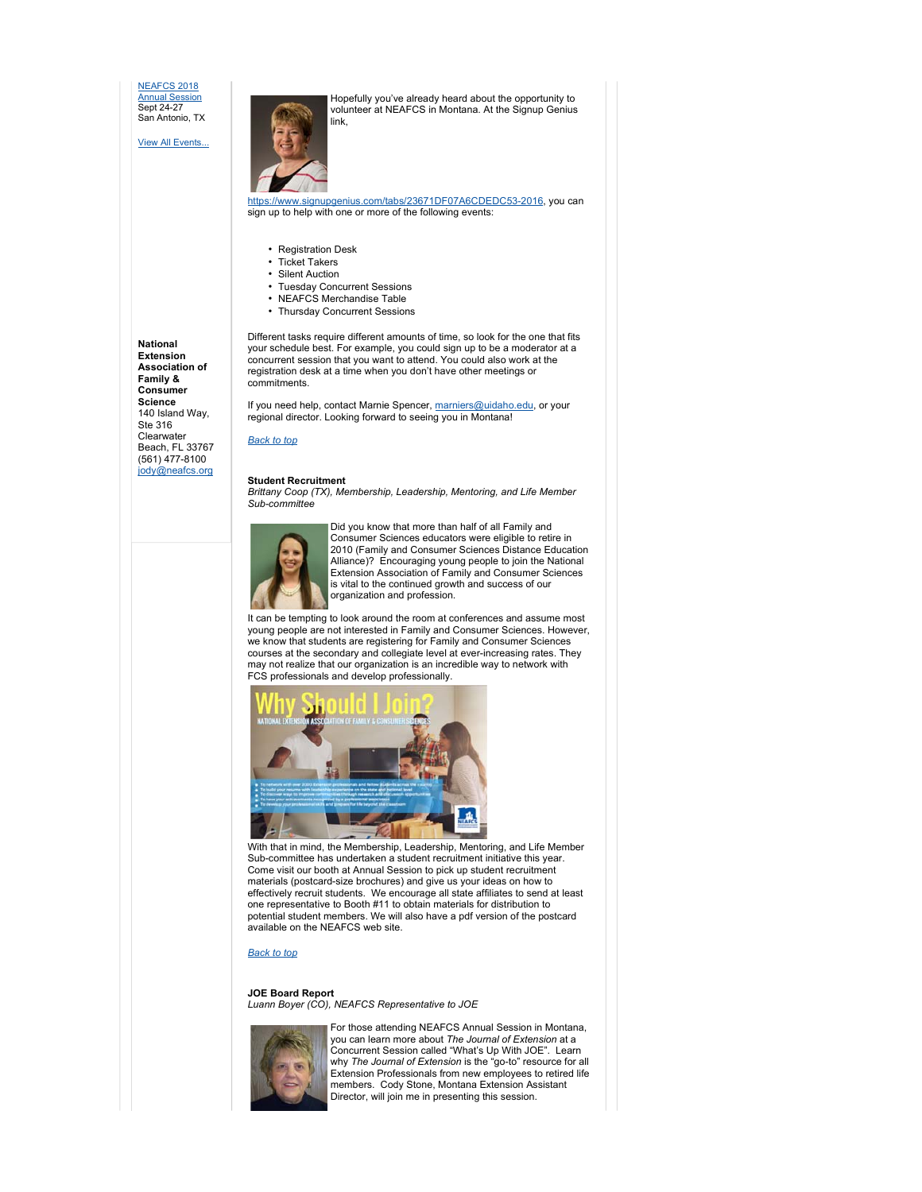[NEAFCS 2018 Annual Session](#)
Sept 24-27
San Antonio, TX

[View All Events...](#)

**National Extension Association of Family & Consumer Science**
140 Island Way, Ste 316
Clearwater Beach, FL 33767
(561) 477-8100
jody@neafcs.org

Hopefully you've already heard about the opportunity to volunteer at NEAFCS in Montana. At the Signup Genius link, https://www.signupgenius.com/tabs/23671DF07A6CDEDC53-2016, you can sign up to help with one or more of the following events:

- Registration Desk
- Ticket Takers
- Silent Auction
- Tuesday Concurrent Sessions
- NEAFCS Merchandise Table
- Thursday Concurrent Sessions

Different tasks require different amounts of time, so look for the one that fits your schedule best. For example, you could sign up to be a moderator at a concurrent session that you want to attend. You could also work at the registration desk at a time when you don't have other meetings or commitments.

If you need help, contact Marnie Spencer, marniers@uidaho.edu, or your regional director. Looking forward to seeing you in Montana!

*Back to top*

**Student Recruitment**
*Brittany Coop (TX), Membership, Leadership, Mentoring, and Life Member Sub-committee*

Did you know that more than half of all Family and Consumer Sciences educators were eligible to retire in 2010 (Family and Consumer Sciences Distance Education Alliance)? Encouraging young people to join the National Extension Association of Family and Consumer Sciences is vital to the continued growth and success of our organization and profession.

It can be tempting to look around the room at conferences and assume most young people are not interested in Family and Consumer Sciences. However, we know that students are registering for Family and Consumer Sciences courses at the secondary and collegiate level at ever-increasing rates. They may not realize that our organization is an incredible way to network with FCS professionals and develop professionally.

With that in mind, the Membership, Leadership, Mentoring, and Life Member Sub-committee has undertaken a student recruitment initiative this year. Come visit our booth at Annual Session to pick up student recruitment materials (postcard-size brochures) and give us your ideas on how to effectively recruit students. We encourage all state affiliates to send at least one representative to Booth #11 to obtain materials for distribution to potential student members. We will also have a pdf version of the postcard available on the NEAFCS web site.

*Back to top*

**JOE Board Report**
*Luann Boyer (CO), NEAFCS Representative to JOE*

For those attending NEAFCS Annual Session in Montana, you can learn more about *The Journal of Extension* at a Concurrent Session called "What's Up With JOE". Learn why *The Journal of Extension* is the "go-to" resource for all Extension Professionals from new employees to retired life members. Cody Stone, Montana Extension Assistant Director, will join me in presenting this session.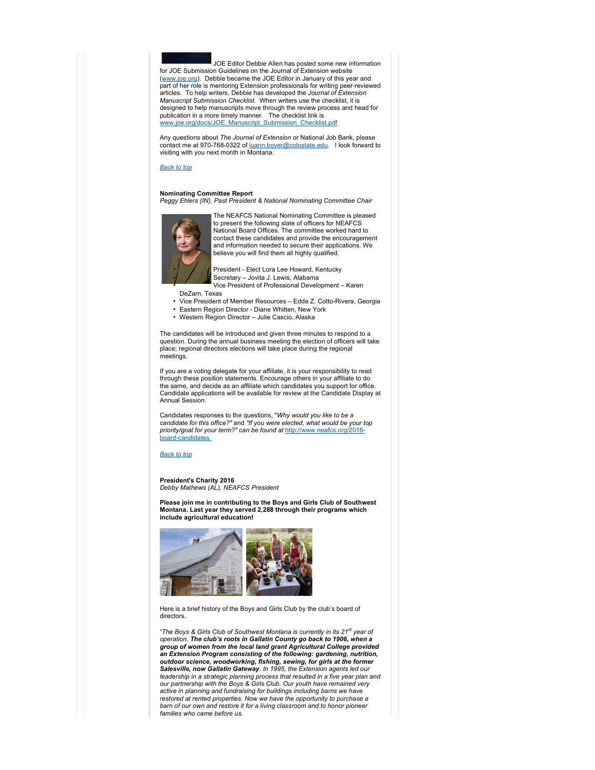JOE Editor Debbie Allen has posted some new information for JOE Submission Guidelines on the Journal of Extension website (www.joe.org). Debbie became the JOE Editor in January of this year and part of her role is mentoring Extension professionals for writing peer-reviewed articles. To help writers, Debbie has developed the *Journal of Extension Manuscript Submission Checklist.* When writers use the checklist, it is designed to help manuscripts move through the review process and head for publication in a more timely manner. The checklist link is www.joe.org/docs/JOE_Manuscript_Submission_Checklist.pdf

Any questions about *The Journal of Extension* or National Job Bank, please contact me at 970-768-0322 of luann.boyer@colostate.edu. I look forward to visiting with you next month in Montana.

*Back to top*

**Nominating Committee Report**
*Peggy Ehlers (IN), Past President & National Nominating Committee Chair*

The NEAFCS National Nominating Committee is pleased to present the following slate of officers for NEAFCS National Board Offices. The committee worked hard to contact these candidates and provide the encouragement and information needed to secure their applications. We believe you will find them all highly qualified.

- President - Elect Lora Lee Howard, Kentucky
- Secretary – Jovita J. Lewis, Alabama
- Vice President of Professional Development – Karen DeZarn, Texas
- Vice President of Member Resources – Edda Z. Cotto-Rivera, Georgia
- Eastern Region Director - Diane Whitten, New York
- Western Region Director – Julie Cascio, Alaska

The candidates will be introduced and given three minutes to respond to a question. During the annual business meeting the election of officers will take place; regional directors elections will take place during the regional meetings.

If you are a voting delegate for your affiliate, it is your responsibility to read through these position statements. Encourage others in your affiliate to do the same, and decide as an affiliate which candidates you support for office. Candidate applications will be available for review at the Candidate Display at Annual Session.

Candidates responses to the questions, "*Why would you like to be a candidate for this office?"* and *"If you were elected, what would be your top priority/goal for your term?" can be found at* http://www.neafcs.org/2016-board-candidates.

*Back to top*

**President's Charity 2016**
*Debby Mathews (AL), NEAFCS President*

**Please join me in contributing to the Boys and Girls Club of Southwest Montana. Last year they served 2,288 through their programs which include agricultural education!**

Here is a brief history of the Boys and Girls Club by the club's board of directors.

"*The Boys & Girls Club of Southwest Montana is currently in its 21st year of operation.* ***The club's roots in Gallatin County go back to 1906, when a group of women from the local land grant Agricultural College provided an Extension Program consisting of the following: gardening, nutrition, outdoor science, woodworking, fishing, sewing, for girls at the former Salesville, now Gallatin Gateway****. In 1995, the Extension agents led our leadership in a strategic planning process that resulted in a five year plan and our partnership with the Boys & Girls Club. Our youth have remained very active in planning and fundraising for buildings including barns we have restored at rented properties. Now we have the opportunity to purchase a barn of our own and restore it for a living classroom and to honor pioneer families who came before us.*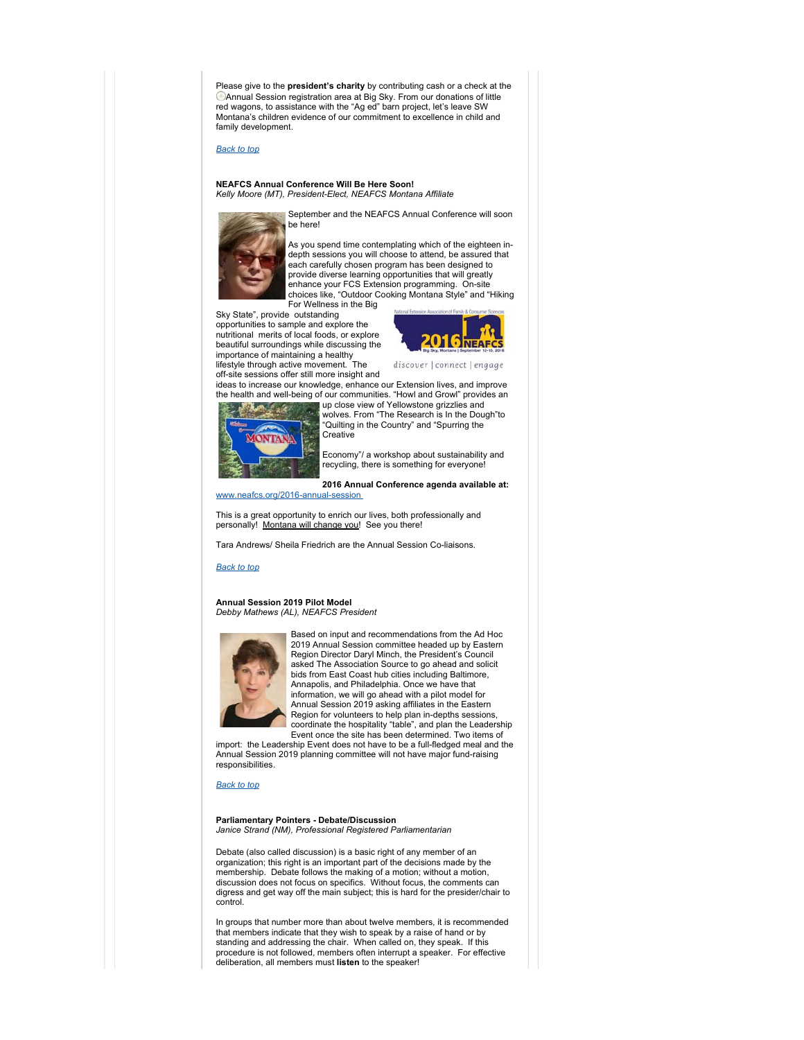Please give to the **president's charity** by contributing cash or a check at the Annual Session registration area at Big Sky. From our donations of little red wagons, to assistance with the "Ag ed" barn project, let's leave SW Montana's children evidence of our commitment to excellence in child and family development.

*Back to top*

**NEAFCS Annual Conference Will Be Here Soon!**
*Kelly Moore (MT), President-Elect, NEAFCS Montana Affiliate*

September and the NEAFCS Annual Conference will soon be here!

As you spend time contemplating which of the eighteen in-depth sessions you will choose to attend, be assured that each carefully chosen program has been designed to provide diverse learning opportunities that will greatly enhance your FCS Extension programming. On-site choices like, "Outdoor Cooking Montana Style" and "Hiking For Wellness in the Big Sky State", provide outstanding opportunities to sample and explore the nutritional merits of local foods, or explore beautiful surroundings while discussing the importance of maintaining a healthy lifestyle through active movement. The off-site sessions offer still more insight and ideas to increase our knowledge, enhance our Extension lives, and improve the health and well-being of our communities. "Howl and Growl" provides an up close view of Yellowstone grizzlies and wolves. From "The Research is In the Dough"to "Quilting in the Country" and "Spurring the Creative Economy"/ a workshop about sustainability and recycling, there is something for everyone!

**2016 Annual Conference agenda available at:** www.neafcs.org/2016-annual-session

This is a great opportunity to enrich our lives, both professionally and personally! Montana will change you! See you there!

Tara Andrews/ Sheila Friedrich are the Annual Session Co-liaisons.

*Back to top*

**Annual Session 2019 Pilot Model**
*Debby Mathews (AL), NEAFCS President*

Based on input and recommendations from the Ad Hoc 2019 Annual Session committee headed up by Eastern Region Director Daryl Minch, the President's Council asked The Association Source to go ahead and solicit bids from East Coast hub cities including Baltimore, Annapolis, and Philadelphia. Once we have that information, we will go ahead with a pilot model for Annual Session 2019 asking affiliates in the Eastern Region for volunteers to help plan in-depths sessions, coordinate the hospitality "table", and plan the Leadership Event once the site has been determined. Two items of import: the Leadership Event does not have to be a full-fledged meal and the Annual Session 2019 planning committee will not have major fund-raising responsibilities.

*Back to top*

**Parliamentary Pointers - Debate/Discussion**
*Janice Strand (NM), Professional Registered Parliamentarian*

Debate (also called discussion) is a basic right of any member of an organization; this right is an important part of the decisions made by the membership. Debate follows the making of a motion; without a motion, discussion does not focus on specifics. Without focus, the comments can digress and get way off the main subject; this is hard for the presider/chair to control.

In groups that number more than about twelve members, it is recommended that members indicate that they wish to speak by a raise of hand or by standing and addressing the chair. When called on, they speak. If this procedure is not followed, members often interrupt a speaker. For effective deliberation, all members must **listen** to the speaker!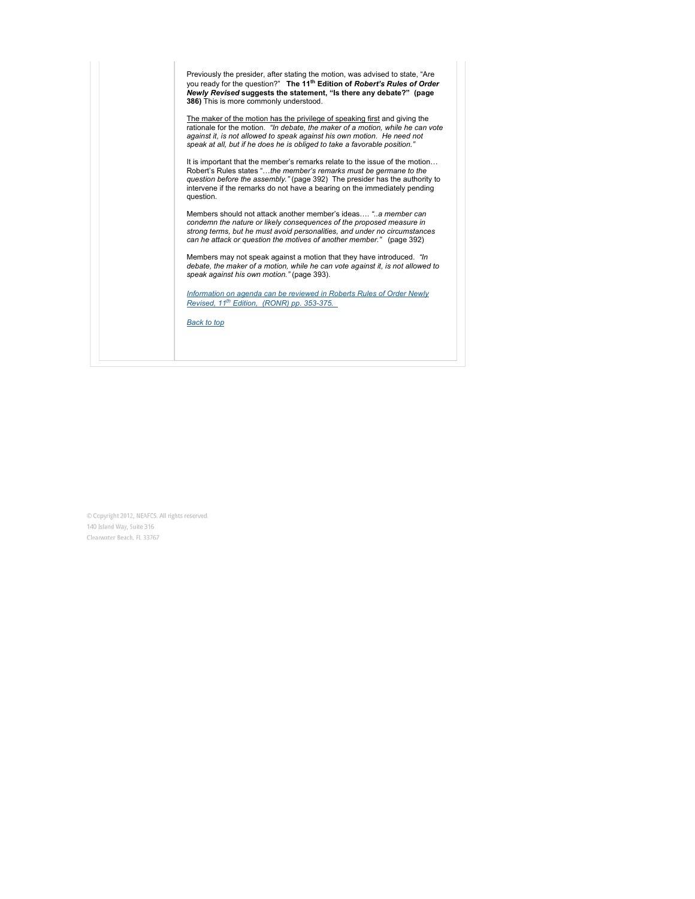Previously the presider, after stating the motion, was advised to state, "Are you ready for the question?" **The 11th Edition of *Robert's Rules of Order Newly Revised* suggests the statement, "Is there any debate?" (page 386)** This is more commonly understood.

The maker of the motion has the privilege of speaking first and giving the rationale for the motion. *"In debate, the maker of a motion, while he can vote against it, is not allowed to speak against his own motion. He need not speak at all, but if he does he is obliged to take a favorable position."*

It is important that the member's remarks relate to the issue of the motion… Robert's Rules states "*…the member's remarks must be germane to the question before the assembly."* (page 392) The presider has the authority to intervene if the remarks do not have a bearing on the immediately pending question.

Members should not attack another member's ideas…. *"..a member can condemn the nature or likely consequences of the proposed measure in strong terms, but he must avoid personalities, and under no circumstances can he attack or question the motives of another member."* (page 392)

Members may not speak against a motion that they have introduced. *"In debate, the maker of a motion, while he can vote against it, is not allowed to speak against his own motion."* (page 393).

*Information on agenda can be reviewed in Roberts Rules of Order Newly Revised, 11th Edition, (RONR) pp. 353-375.*

*Back to top*

© Copyright 2012, NEAFCS. All rights reserved.
140 Island Way, Suite 316
Clearwater Beach, FL 33767